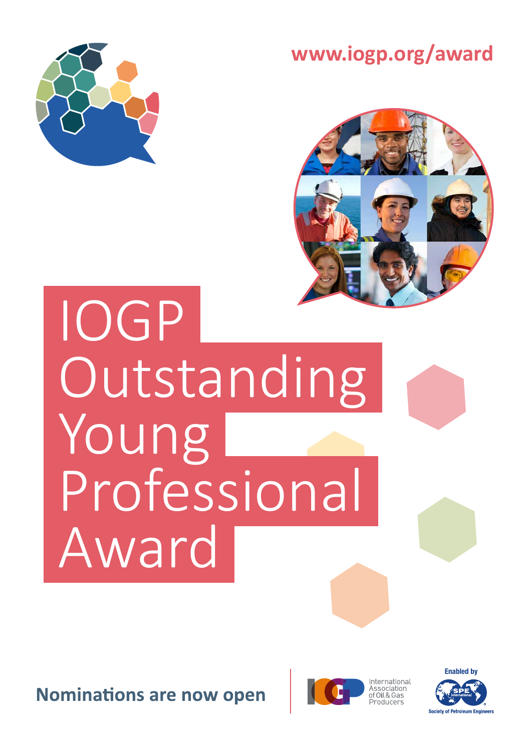www.iogp.org/award

# IOGP Outstanding Young Professional Award

**Nominations are now open**

International Association of Oil & Gas Producers

Enabled by

SPE International

Society of Petroleum Engineers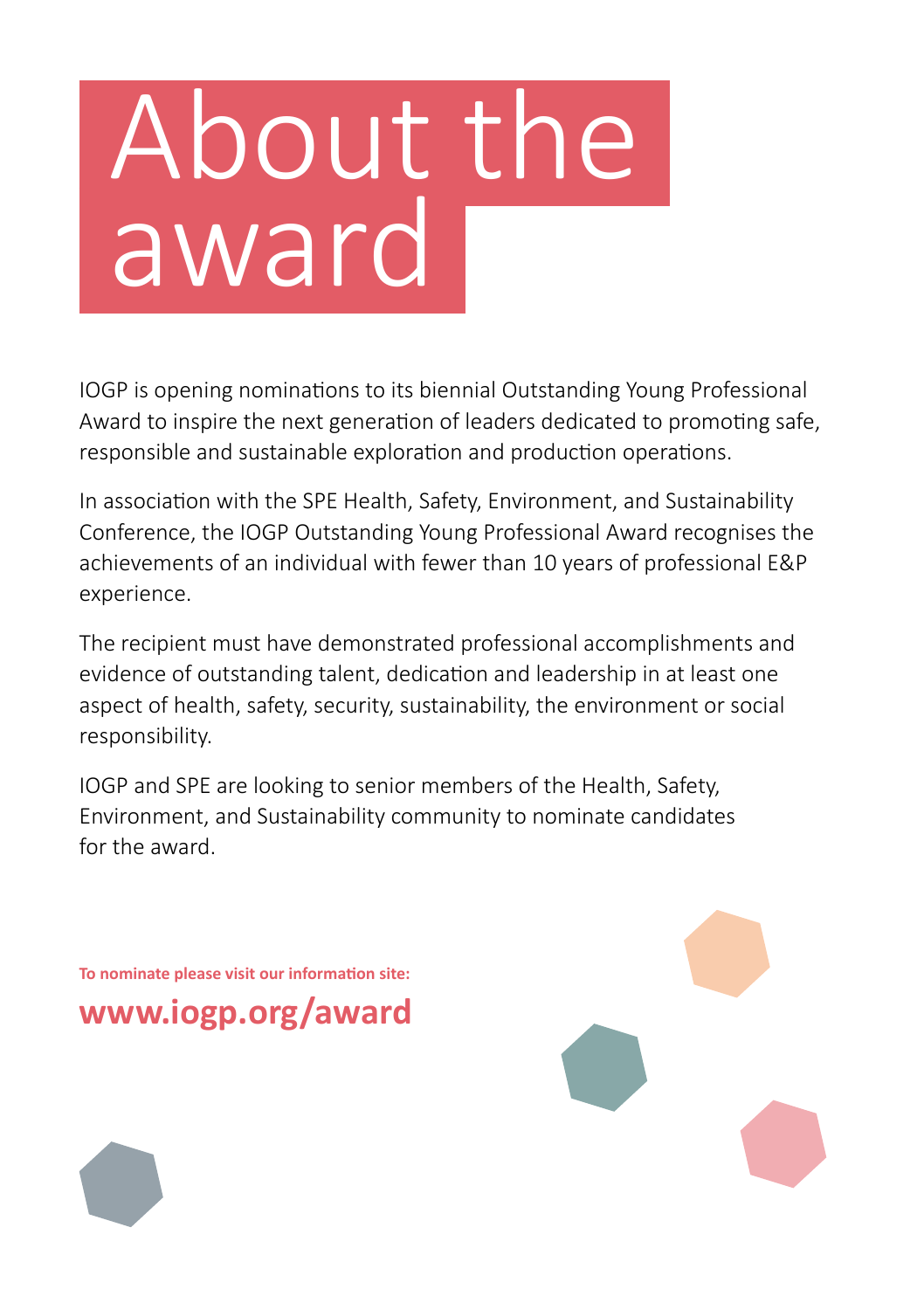# About the award

IOGP is opening nominations to its biennial Outstanding Young Professional Award to inspire the next generation of leaders dedicated to promoting safe, responsible and sustainable exploration and production operations.

In association with the SPE Health, Safety, Environment, and Sustainability Conference, the IOGP Outstanding Young Professional Award recognises the achievements of an individual with fewer than 10 years of professional E&P experience.

The recipient must have demonstrated professional accomplishments and evidence of outstanding talent, dedication and leadership in at least one aspect of health, safety, security, sustainability, the environment or social responsibility.

IOGP and SPE are looking to senior members of the Health, Safety, Environment, and Sustainability community to nominate candidates for the award.

**To nominate please visit our information site:**

## **www.iogp.org/award**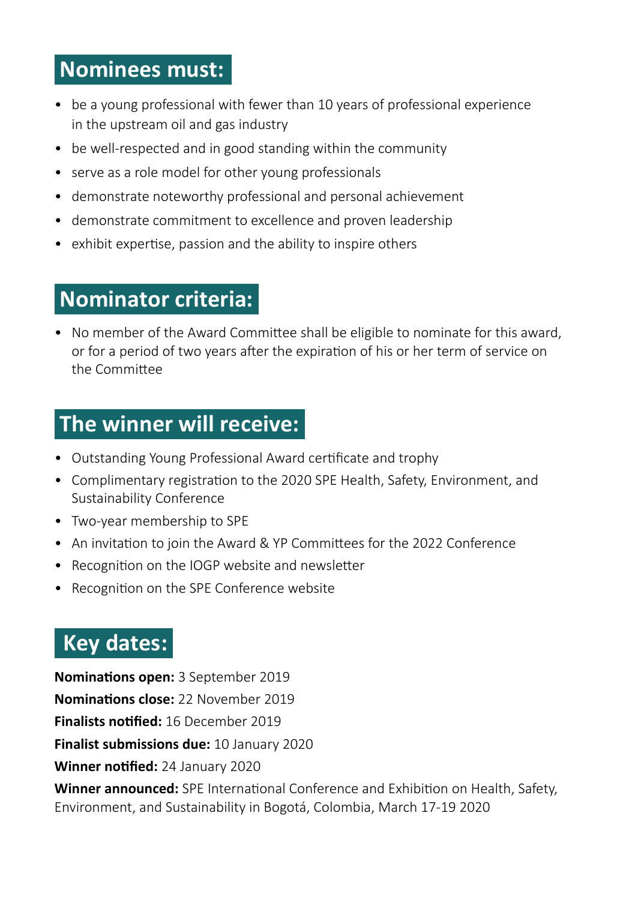## Nominees must:

- be a young professional with fewer than 10 years of professional experience in the upstream oil and gas industry
- be well-respected and in good standing within the community
- serve as a role model for other young professionals
- demonstrate noteworthy professional and personal achievement
- demonstrate commitment to excellence and proven leadership
- exhibit expertise, passion and the ability to inspire others

## Nominator criteria:

- No member of the Award Committee shall be eligible to nominate for this award, or for a period of two years after the expiration of his or her term of service on the Committee

## The winner will receive:

- Outstanding Young Professional Award certificate and trophy
- Complimentary registration to the 2020 SPE Health, Safety, Environment, and Sustainability Conference
- Two-year membership to SPE
- An invitation to join the Award & YP Committees for the 2022 Conference
- Recognition on the IOGP website and newsletter
- Recognition on the SPE Conference website

## Key dates:

**Nominations open:** 3 September 2019

**Nominations close:** 22 November 2019

**Finalists notified:** 16 December 2019

**Finalist submissions due:** 10 January 2020

**Winner notified:** 24 January 2020

**Winner announced:** SPE International Conference and Exhibition on Health, Safety, Environment, and Sustainability in Bogotá, Colombia, March 17-19 2020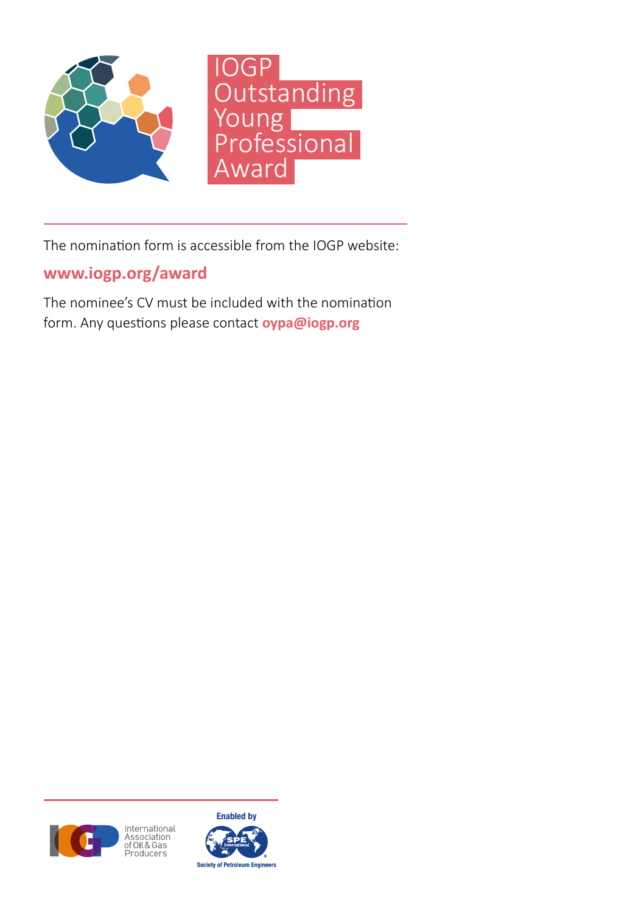# IOGP Outstanding Young Professional Award

The nomination form is accessible from the IOGP website:

**www.iogp.org/award**

The nominee's CV must be included with the nomination form. Any questions please contact **oypa@iogp.org**

International Association of Oil & Gas Producers

Enabled by

Society of Petroleum Engineers